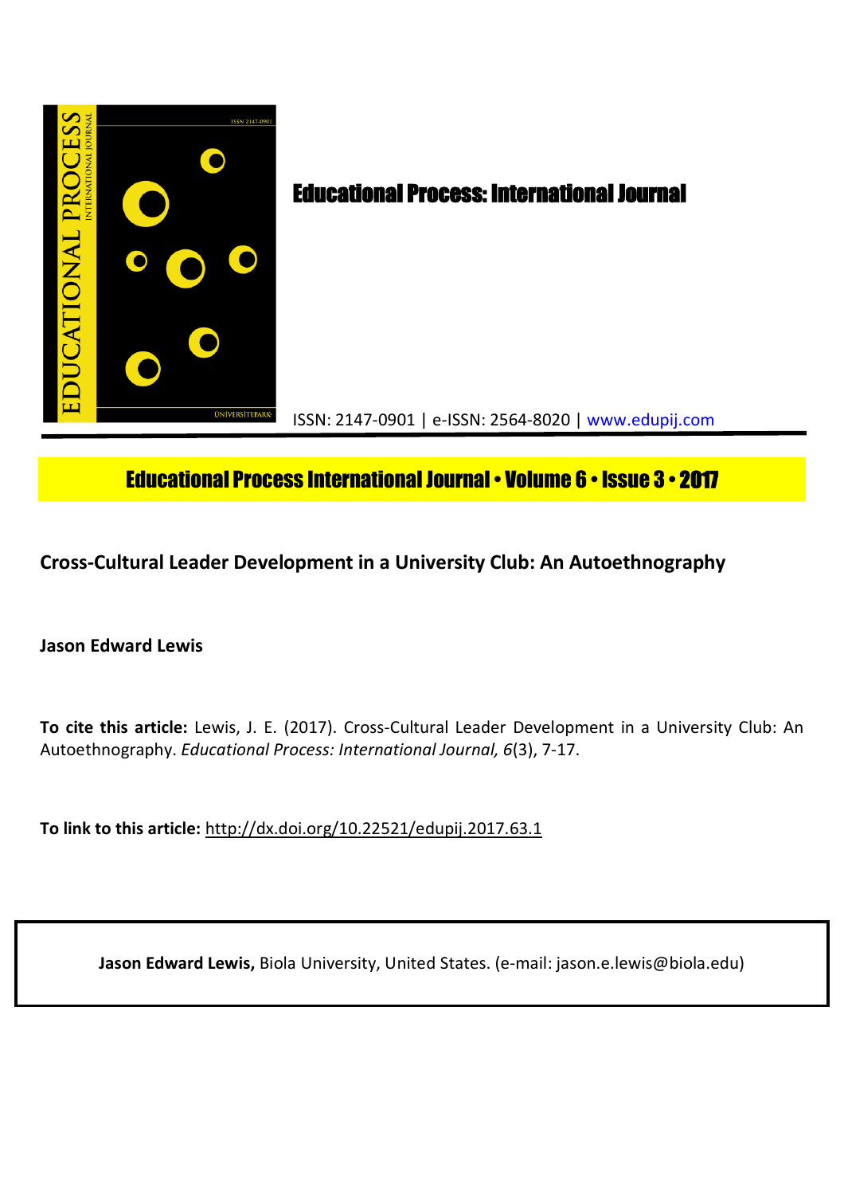# Educational Process: International Journal

ISSN: 2147-0901 | e-ISSN: 2564-8020 | www.edupij.com

**Educational Process International Journal • Volume 6 • Issue 3 • 2017**

## Cross-Cultural Leader Development in a University Club: An Autoethnography

**Jason Edward Lewis**

**To cite this article:** Lewis, J. E. (2017). Cross-Cultural Leader Development in a University Club: An Autoethnography. *Educational Process: International Journal, 6*(3), 7-17.

**To link to this article:** http://dx.doi.org/10.22521/edupij.2017.63.1

**Jason Edward Lewis,** Biola University, United States. (e-mail: jason.e.lewis@biola.edu)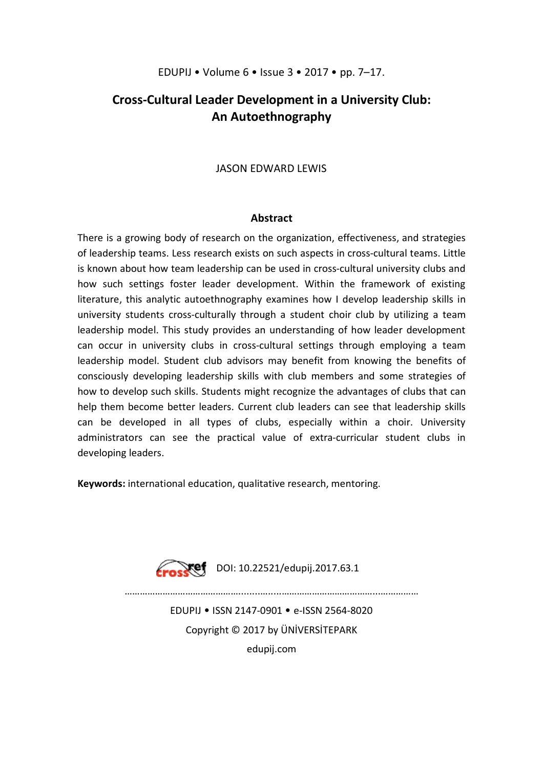# Cross-Cultural Leader Development in a University Club: An Autoethnography

JASON EDWARD LEWIS

## Abstract

There is a growing body of research on the organization, effectiveness, and strategies of leadership teams. Less research exists on such aspects in cross-cultural teams. Little is known about how team leadership can be used in cross-cultural university clubs and how such settings foster leader development. Within the framework of existing literature, this analytic autoethnography examines how I develop leadership skills in university students cross-culturally through a student choir club by utilizing a team leadership model. This study provides an understanding of how leader development can occur in university clubs in cross-cultural settings through employing a team leadership model. Student club advisors may benefit from knowing the benefits of consciously developing leadership skills with club members and some strategies of how to develop such skills. Students might recognize the advantages of clubs that can help them become better leaders. Current club leaders can see that leadership skills can be developed in all types of clubs, especially within a choir. University administrators can see the practical value of extra-curricular student clubs in developing leaders.

**Keywords:** international education, qualitative research, mentoring.

DOI: 10.22521/edupij.2017.63.1

EDUPIJ • ISSN 2147-0901 • e-ISSN 2564-8020

Copyright © 2017 by ÜNİVERSİTEPARK

edupij.com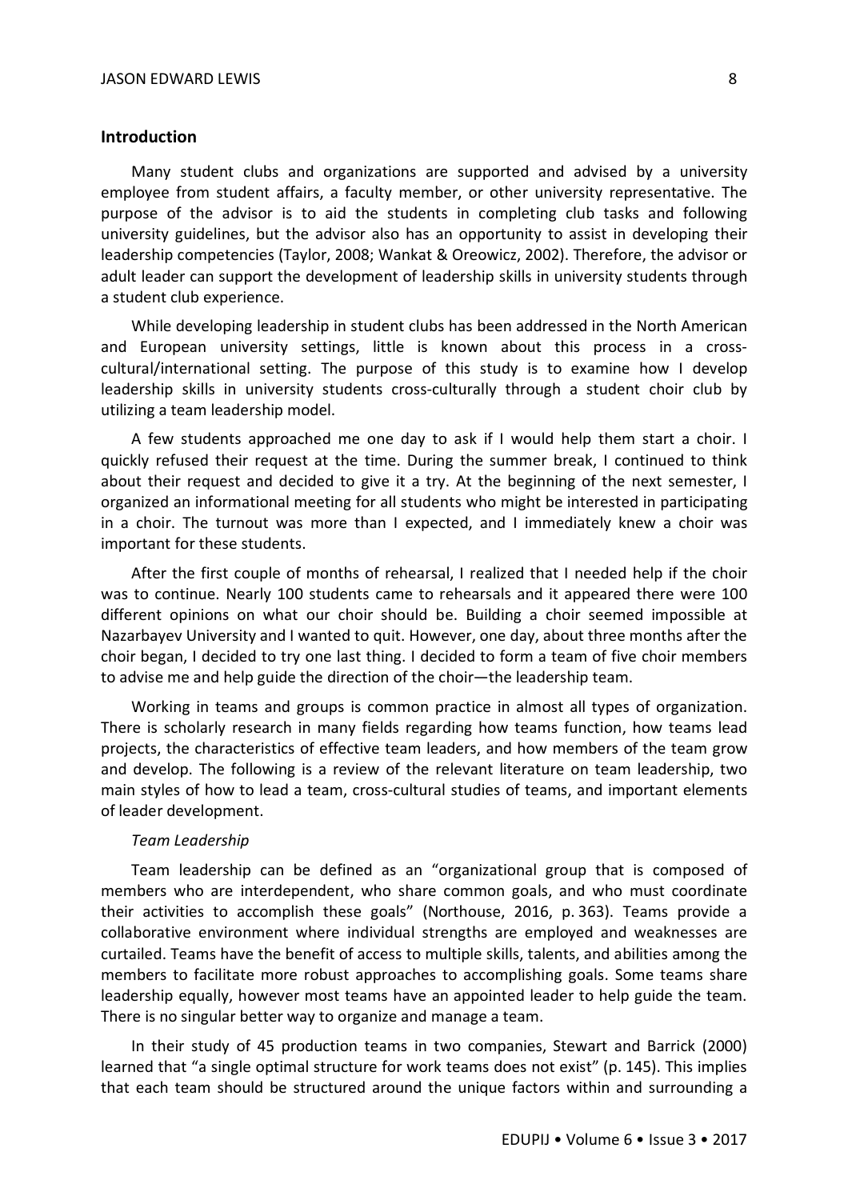## Introduction

Many student clubs and organizations are supported and advised by a university employee from student affairs, a faculty member, or other university representative. The purpose of the advisor is to aid the students in completing club tasks and following university guidelines, but the advisor also has an opportunity to assist in developing their leadership competencies (Taylor, 2008; Wankat & Oreowicz, 2002). Therefore, the advisor or adult leader can support the development of leadership skills in university students through a student club experience.

While developing leadership in student clubs has been addressed in the North American and European university settings, little is known about this process in a cross-cultural/international setting. The purpose of this study is to examine how I develop leadership skills in university students cross-culturally through a student choir club by utilizing a team leadership model.

A few students approached me one day to ask if I would help them start a choir. I quickly refused their request at the time. During the summer break, I continued to think about their request and decided to give it a try. At the beginning of the next semester, I organized an informational meeting for all students who might be interested in participating in a choir. The turnout was more than I expected, and I immediately knew a choir was important for these students.

After the first couple of months of rehearsal, I realized that I needed help if the choir was to continue. Nearly 100 students came to rehearsals and it appeared there were 100 different opinions on what our choir should be. Building a choir seemed impossible at Nazarbayev University and I wanted to quit. However, one day, about three months after the choir began, I decided to try one last thing. I decided to form a team of five choir members to advise me and help guide the direction of the choir—the leadership team.

Working in teams and groups is common practice in almost all types of organization. There is scholarly research in many fields regarding how teams function, how teams lead projects, the characteristics of effective team leaders, and how members of the team grow and develop. The following is a review of the relevant literature on team leadership, two main styles of how to lead a team, cross-cultural studies of teams, and important elements of leader development.

### *Team Leadership*

Team leadership can be defined as an "organizational group that is composed of members who are interdependent, who share common goals, and who must coordinate their activities to accomplish these goals" (Northouse, 2016, p. 363). Teams provide a collaborative environment where individual strengths are employed and weaknesses are curtailed. Teams have the benefit of access to multiple skills, talents, and abilities among the members to facilitate more robust approaches to accomplishing goals. Some teams share leadership equally, however most teams have an appointed leader to help guide the team. There is no singular better way to organize and manage a team.

In their study of 45 production teams in two companies, Stewart and Barrick (2000) learned that "a single optimal structure for work teams does not exist" (p. 145). This implies that each team should be structured around the unique factors within and surrounding a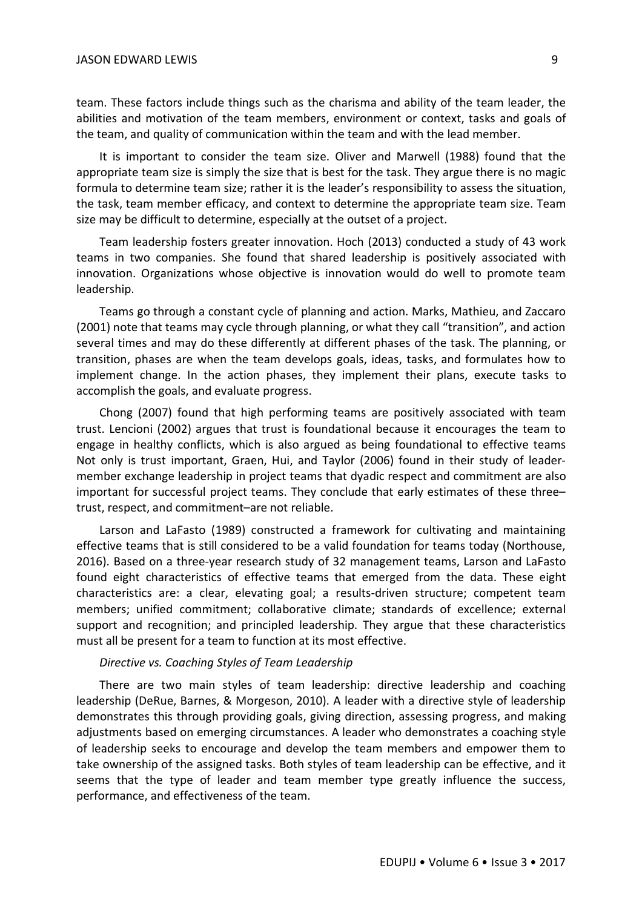team. These factors include things such as the charisma and ability of the team leader, the abilities and motivation of the team members, environment or context, tasks and goals of the team, and quality of communication within the team and with the lead member.

It is important to consider the team size. Oliver and Marwell (1988) found that the appropriate team size is simply the size that is best for the task. They argue there is no magic formula to determine team size; rather it is the leader's responsibility to assess the situation, the task, team member efficacy, and context to determine the appropriate team size. Team size may be difficult to determine, especially at the outset of a project.

Team leadership fosters greater innovation. Hoch (2013) conducted a study of 43 work teams in two companies. She found that shared leadership is positively associated with innovation. Organizations whose objective is innovation would do well to promote team leadership.

Teams go through a constant cycle of planning and action. Marks, Mathieu, and Zaccaro (2001) note that teams may cycle through planning, or what they call "transition", and action several times and may do these differently at different phases of the task. The planning, or transition, phases are when the team develops goals, ideas, tasks, and formulates how to implement change. In the action phases, they implement their plans, execute tasks to accomplish the goals, and evaluate progress.

Chong (2007) found that high performing teams are positively associated with team trust. Lencioni (2002) argues that trust is foundational because it encourages the team to engage in healthy conflicts, which is also argued as being foundational to effective teams Not only is trust important, Graen, Hui, and Taylor (2006) found in their study of leader-member exchange leadership in project teams that dyadic respect and commitment are also important for successful project teams. They conclude that early estimates of these three–trust, respect, and commitment–are not reliable.

Larson and LaFasto (1989) constructed a framework for cultivating and maintaining effective teams that is still considered to be a valid foundation for teams today (Northouse, 2016). Based on a three-year research study of 32 management teams, Larson and LaFasto found eight characteristics of effective teams that emerged from the data. These eight characteristics are: a clear, elevating goal; a results-driven structure; competent team members; unified commitment; collaborative climate; standards of excellence; external support and recognition; and principled leadership. They argue that these characteristics must all be present for a team to function at its most effective.

*Directive vs. Coaching Styles of Team Leadership*

There are two main styles of team leadership: directive leadership and coaching leadership (DeRue, Barnes, & Morgeson, 2010). A leader with a directive style of leadership demonstrates this through providing goals, giving direction, assessing progress, and making adjustments based on emerging circumstances. A leader who demonstrates a coaching style of leadership seeks to encourage and develop the team members and empower them to take ownership of the assigned tasks. Both styles of team leadership can be effective, and it seems that the type of leader and team member type greatly influence the success, performance, and effectiveness of the team.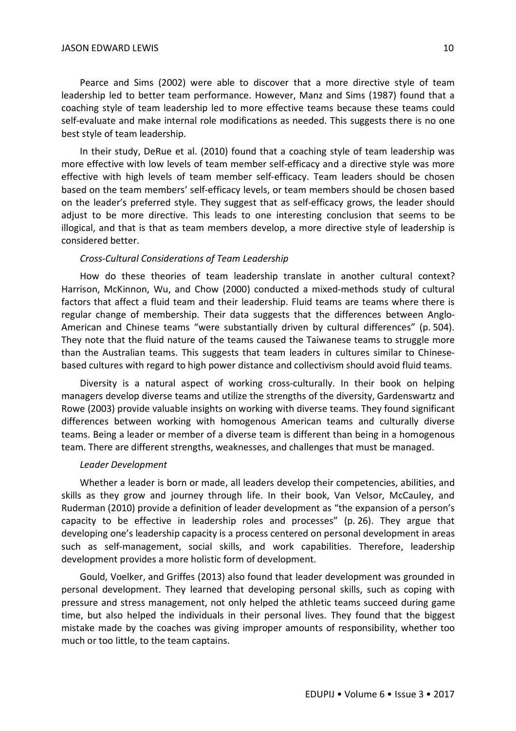Pearce and Sims (2002) were able to discover that a more directive style of team leadership led to better team performance. However, Manz and Sims (1987) found that a coaching style of team leadership led to more effective teams because these teams could self-evaluate and make internal role modifications as needed. This suggests there is no one best style of team leadership.

In their study, DeRue et al. (2010) found that a coaching style of team leadership was more effective with low levels of team member self-efficacy and a directive style was more effective with high levels of team member self-efficacy. Team leaders should be chosen based on the team members' self-efficacy levels, or team members should be chosen based on the leader's preferred style. They suggest that as self-efficacy grows, the leader should adjust to be more directive. This leads to one interesting conclusion that seems to be illogical, and that is that as team members develop, a more directive style of leadership is considered better.

### *Cross-Cultural Considerations of Team Leadership*

How do these theories of team leadership translate in another cultural context? Harrison, McKinnon, Wu, and Chow (2000) conducted a mixed-methods study of cultural factors that affect a fluid team and their leadership. Fluid teams are teams where there is regular change of membership. Their data suggests that the differences between Anglo-American and Chinese teams "were substantially driven by cultural differences" (p. 504). They note that the fluid nature of the teams caused the Taiwanese teams to struggle more than the Australian teams. This suggests that team leaders in cultures similar to Chinese-based cultures with regard to high power distance and collectivism should avoid fluid teams.

Diversity is a natural aspect of working cross-culturally. In their book on helping managers develop diverse teams and utilize the strengths of the diversity, Gardenswartz and Rowe (2003) provide valuable insights on working with diverse teams. They found significant differences between working with homogenous American teams and culturally diverse teams. Being a leader or member of a diverse team is different than being in a homogenous team. There are different strengths, weaknesses, and challenges that must be managed.

### *Leader Development*

Whether a leader is born or made, all leaders develop their competencies, abilities, and skills as they grow and journey through life. In their book, Van Velsor, McCauley, and Ruderman (2010) provide a definition of leader development as "the expansion of a person's capacity to be effective in leadership roles and processes" (p. 26). They argue that developing one's leadership capacity is a process centered on personal development in areas such as self-management, social skills, and work capabilities. Therefore, leadership development provides a more holistic form of development.

Gould, Voelker, and Griffes (2013) also found that leader development was grounded in personal development. They learned that developing personal skills, such as coping with pressure and stress management, not only helped the athletic teams succeed during game time, but also helped the individuals in their personal lives. They found that the biggest mistake made by the coaches was giving improper amounts of responsibility, whether too much or too little, to the team captains.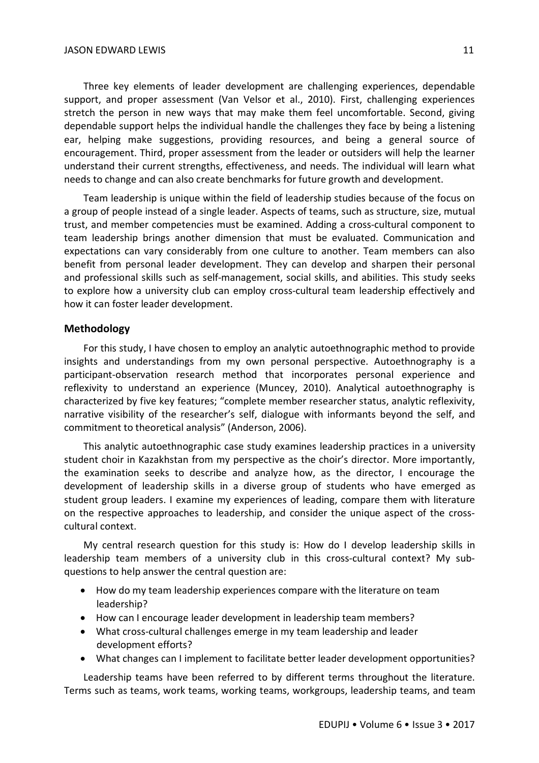Three key elements of leader development are challenging experiences, dependable support, and proper assessment (Van Velsor et al., 2010). First, challenging experiences stretch the person in new ways that may make them feel uncomfortable. Second, giving dependable support helps the individual handle the challenges they face by being a listening ear, helping make suggestions, providing resources, and being a general source of encouragement. Third, proper assessment from the leader or outsiders will help the learner understand their current strengths, effectiveness, and needs. The individual will learn what needs to change and can also create benchmarks for future growth and development.

Team leadership is unique within the field of leadership studies because of the focus on a group of people instead of a single leader. Aspects of teams, such as structure, size, mutual trust, and member competencies must be examined. Adding a cross-cultural component to team leadership brings another dimension that must be evaluated. Communication and expectations can vary considerably from one culture to another. Team members can also benefit from personal leader development. They can develop and sharpen their personal and professional skills such as self-management, social skills, and abilities. This study seeks to explore how a university club can employ cross-cultural team leadership effectively and how it can foster leader development.

## Methodology

For this study, I have chosen to employ an analytic autoethnographic method to provide insights and understandings from my own personal perspective. Autoethnography is a participant-observation research method that incorporates personal experience and reflexivity to understand an experience (Muncey, 2010). Analytical autoethnography is characterized by five key features; "complete member researcher status, analytic reflexivity, narrative visibility of the researcher's self, dialogue with informants beyond the self, and commitment to theoretical analysis" (Anderson, 2006).

This analytic autoethnographic case study examines leadership practices in a university student choir in Kazakhstan from my perspective as the choir's director. More importantly, the examination seeks to describe and analyze how, as the director, I encourage the development of leadership skills in a diverse group of students who have emerged as student group leaders. I examine my experiences of leading, compare them with literature on the respective approaches to leadership, and consider the unique aspect of the cross-cultural context.

My central research question for this study is: How do I develop leadership skills in leadership team members of a university club in this cross-cultural context? My sub-questions to help answer the central question are:

- How do my team leadership experiences compare with the literature on team leadership?
- How can I encourage leader development in leadership team members?
- What cross-cultural challenges emerge in my team leadership and leader development efforts?
- What changes can I implement to facilitate better leader development opportunities?

Leadership teams have been referred to by different terms throughout the literature. Terms such as teams, work teams, working teams, workgroups, leadership teams, and team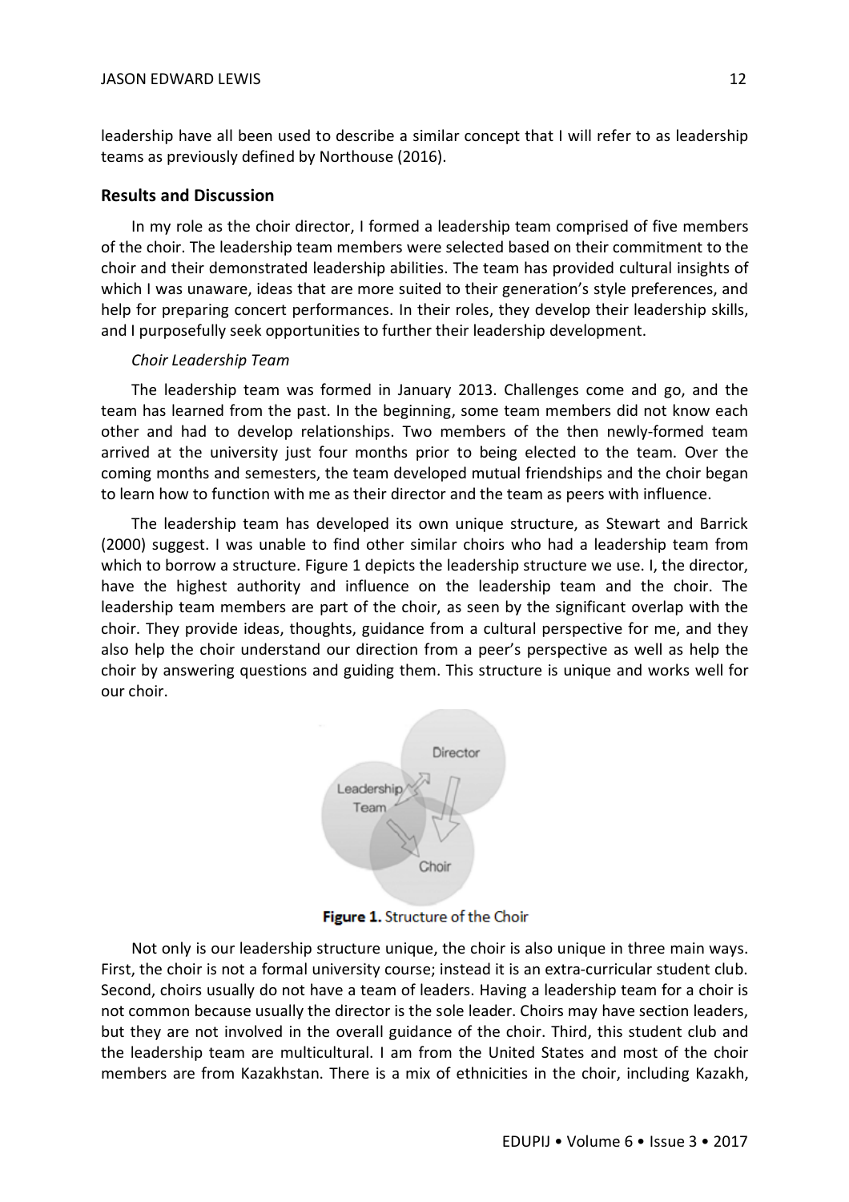leadership have all been used to describe a similar concept that I will refer to as leadership teams as previously defined by Northouse (2016).

## Results and Discussion

In my role as the choir director, I formed a leadership team comprised of five members of the choir. The leadership team members were selected based on their commitment to the choir and their demonstrated leadership abilities. The team has provided cultural insights of which I was unaware, ideas that are more suited to their generation's style preferences, and help for preparing concert performances. In their roles, they develop their leadership skills, and I purposefully seek opportunities to further their leadership development.

*Choir Leadership Team*

The leadership team was formed in January 2013. Challenges come and go, and the team has learned from the past. In the beginning, some team members did not know each other and had to develop relationships. Two members of the then newly-formed team arrived at the university just four months prior to being elected to the team. Over the coming months and semesters, the team developed mutual friendships and the choir began to learn how to function with me as their director and the team as peers with influence.

The leadership team has developed its own unique structure, as Stewart and Barrick (2000) suggest. I was unable to find other similar choirs who had a leadership team from which to borrow a structure. Figure 1 depicts the leadership structure we use. I, the director, have the highest authority and influence on the leadership team and the choir. The leadership team members are part of the choir, as seen by the significant overlap with the choir. They provide ideas, thoughts, guidance from a cultural perspective for me, and they also help the choir understand our direction from a peer's perspective as well as help the choir by answering questions and guiding them. This structure is unique and works well for our choir.

**Figure 1.** Structure of the Choir

Not only is our leadership structure unique, the choir is also unique in three main ways. First, the choir is not a formal university course; instead it is an extra-curricular student club. Second, choirs usually do not have a team of leaders. Having a leadership team for a choir is not common because usually the director is the sole leader. Choirs may have section leaders, but they are not involved in the overall guidance of the choir. Third, this student club and the leadership team are multicultural. I am from the United States and most of the choir members are from Kazakhstan. There is a mix of ethnicities in the choir, including Kazakh,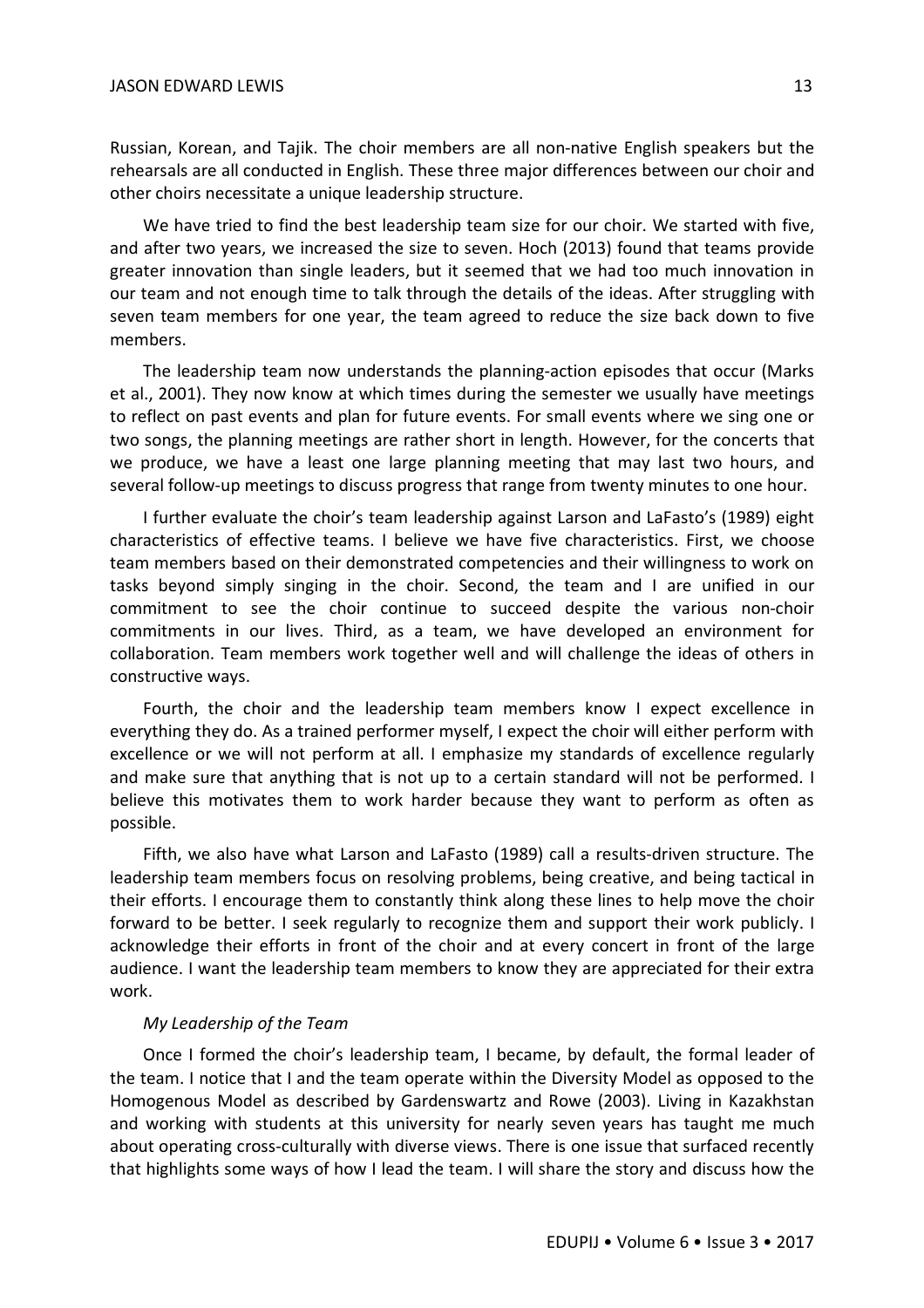Russian, Korean, and Tajik. The choir members are all non-native English speakers but the rehearsals are all conducted in English. These three major differences between our choir and other choirs necessitate a unique leadership structure.

We have tried to find the best leadership team size for our choir. We started with five, and after two years, we increased the size to seven. Hoch (2013) found that teams provide greater innovation than single leaders, but it seemed that we had too much innovation in our team and not enough time to talk through the details of the ideas. After struggling with seven team members for one year, the team agreed to reduce the size back down to five members.

The leadership team now understands the planning-action episodes that occur (Marks et al., 2001). They now know at which times during the semester we usually have meetings to reflect on past events and plan for future events. For small events where we sing one or two songs, the planning meetings are rather short in length. However, for the concerts that we produce, we have a least one large planning meeting that may last two hours, and several follow-up meetings to discuss progress that range from twenty minutes to one hour.

I further evaluate the choir's team leadership against Larson and LaFasto's (1989) eight characteristics of effective teams. I believe we have five characteristics. First, we choose team members based on their demonstrated competencies and their willingness to work on tasks beyond simply singing in the choir. Second, the team and I are unified in our commitment to see the choir continue to succeed despite the various non-choir commitments in our lives. Third, as a team, we have developed an environment for collaboration. Team members work together well and will challenge the ideas of others in constructive ways.

Fourth, the choir and the leadership team members know I expect excellence in everything they do. As a trained performer myself, I expect the choir will either perform with excellence or we will not perform at all. I emphasize my standards of excellence regularly and make sure that anything that is not up to a certain standard will not be performed. I believe this motivates them to work harder because they want to perform as often as possible.

Fifth, we also have what Larson and LaFasto (1989) call a results-driven structure. The leadership team members focus on resolving problems, being creative, and being tactical in their efforts. I encourage them to constantly think along these lines to help move the choir forward to be better. I seek regularly to recognize them and support their work publicly. I acknowledge their efforts in front of the choir and at every concert in front of the large audience. I want the leadership team members to know they are appreciated for their extra work.

*My Leadership of the Team*

Once I formed the choir's leadership team, I became, by default, the formal leader of the team. I notice that I and the team operate within the Diversity Model as opposed to the Homogenous Model as described by Gardenswartz and Rowe (2003). Living in Kazakhstan and working with students at this university for nearly seven years has taught me much about operating cross-culturally with diverse views. There is one issue that surfaced recently that highlights some ways of how I lead the team. I will share the story and discuss how the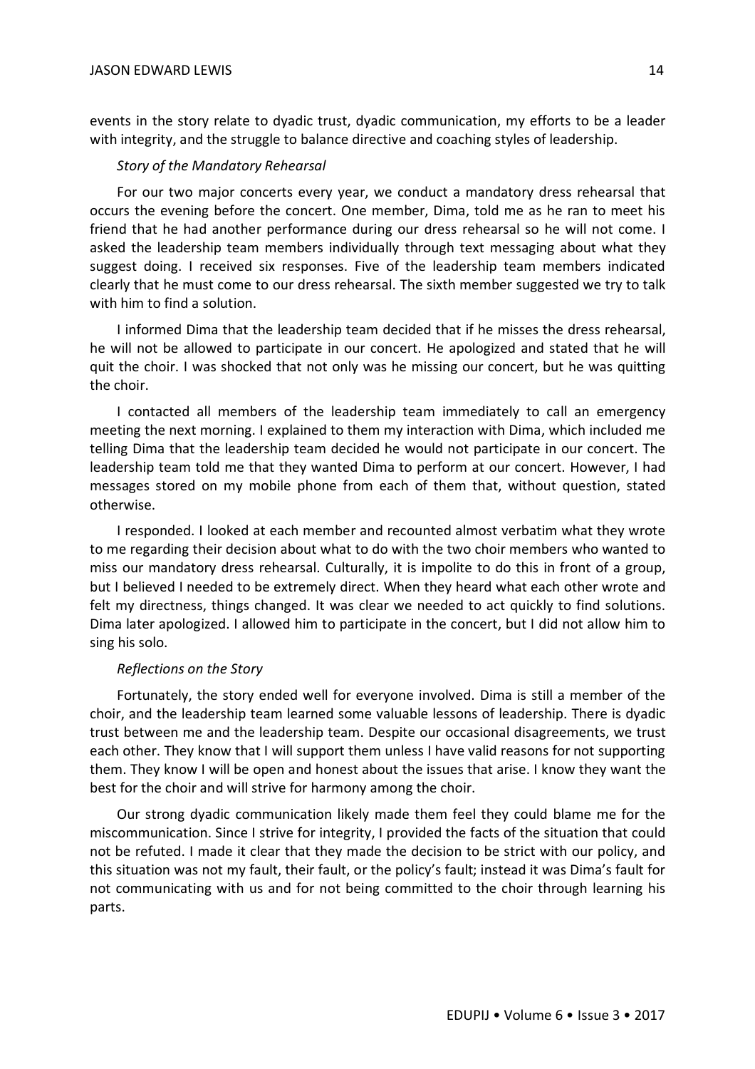events in the story relate to dyadic trust, dyadic communication, my efforts to be a leader with integrity, and the struggle to balance directive and coaching styles of leadership.

*Story of the Mandatory Rehearsal*

For our two major concerts every year, we conduct a mandatory dress rehearsal that occurs the evening before the concert. One member, Dima, told me as he ran to meet his friend that he had another performance during our dress rehearsal so he will not come. I asked the leadership team members individually through text messaging about what they suggest doing. I received six responses. Five of the leadership team members indicated clearly that he must come to our dress rehearsal. The sixth member suggested we try to talk with him to find a solution.

I informed Dima that the leadership team decided that if he misses the dress rehearsal, he will not be allowed to participate in our concert. He apologized and stated that he will quit the choir. I was shocked that not only was he missing our concert, but he was quitting the choir.

I contacted all members of the leadership team immediately to call an emergency meeting the next morning. I explained to them my interaction with Dima, which included me telling Dima that the leadership team decided he would not participate in our concert. The leadership team told me that they wanted Dima to perform at our concert. However, I had messages stored on my mobile phone from each of them that, without question, stated otherwise.

I responded. I looked at each member and recounted almost verbatim what they wrote to me regarding their decision about what to do with the two choir members who wanted to miss our mandatory dress rehearsal. Culturally, it is impolite to do this in front of a group, but I believed I needed to be extremely direct. When they heard what each other wrote and felt my directness, things changed. It was clear we needed to act quickly to find solutions. Dima later apologized. I allowed him to participate in the concert, but I did not allow him to sing his solo.

*Reflections on the Story*

Fortunately, the story ended well for everyone involved. Dima is still a member of the choir, and the leadership team learned some valuable lessons of leadership. There is dyadic trust between me and the leadership team. Despite our occasional disagreements, we trust each other. They know that I will support them unless I have valid reasons for not supporting them. They know I will be open and honest about the issues that arise. I know they want the best for the choir and will strive for harmony among the choir.

Our strong dyadic communication likely made them feel they could blame me for the miscommunication. Since I strive for integrity, I provided the facts of the situation that could not be refuted. I made it clear that they made the decision to be strict with our policy, and this situation was not my fault, their fault, or the policy's fault; instead it was Dima's fault for not communicating with us and for not being committed to the choir through learning his parts.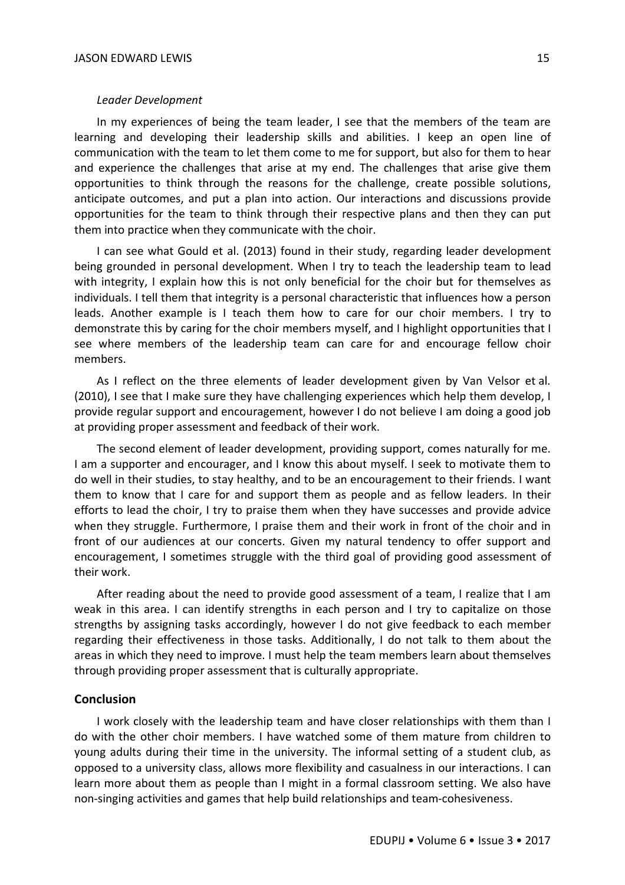*Leader Development*

In my experiences of being the team leader, I see that the members of the team are learning and developing their leadership skills and abilities. I keep an open line of communication with the team to let them come to me for support, but also for them to hear and experience the challenges that arise at my end. The challenges that arise give them opportunities to think through the reasons for the challenge, create possible solutions, anticipate outcomes, and put a plan into action. Our interactions and discussions provide opportunities for the team to think through their respective plans and then they can put them into practice when they communicate with the choir.

I can see what Gould et al. (2013) found in their study, regarding leader development being grounded in personal development. When I try to teach the leadership team to lead with integrity, I explain how this is not only beneficial for the choir but for themselves as individuals. I tell them that integrity is a personal characteristic that influences how a person leads. Another example is I teach them how to care for our choir members. I try to demonstrate this by caring for the choir members myself, and I highlight opportunities that I see where members of the leadership team can care for and encourage fellow choir members.

As I reflect on the three elements of leader development given by Van Velsor et al. (2010), I see that I make sure they have challenging experiences which help them develop, I provide regular support and encouragement, however I do not believe I am doing a good job at providing proper assessment and feedback of their work.

The second element of leader development, providing support, comes naturally for me. I am a supporter and encourager, and I know this about myself. I seek to motivate them to do well in their studies, to stay healthy, and to be an encouragement to their friends. I want them to know that I care for and support them as people and as fellow leaders. In their efforts to lead the choir, I try to praise them when they have successes and provide advice when they struggle. Furthermore, I praise them and their work in front of the choir and in front of our audiences at our concerts. Given my natural tendency to offer support and encouragement, I sometimes struggle with the third goal of providing good assessment of their work.

After reading about the need to provide good assessment of a team, I realize that I am weak in this area. I can identify strengths in each person and I try to capitalize on those strengths by assigning tasks accordingly, however I do not give feedback to each member regarding their effectiveness in those tasks. Additionally, I do not talk to them about the areas in which they need to improve. I must help the team members learn about themselves through providing proper assessment that is culturally appropriate.

## Conclusion

I work closely with the leadership team and have closer relationships with them than I do with the other choir members. I have watched some of them mature from children to young adults during their time in the university. The informal setting of a student club, as opposed to a university class, allows more flexibility and casualness in our interactions. I can learn more about them as people than I might in a formal classroom setting. We also have non-singing activities and games that help build relationships and team-cohesiveness.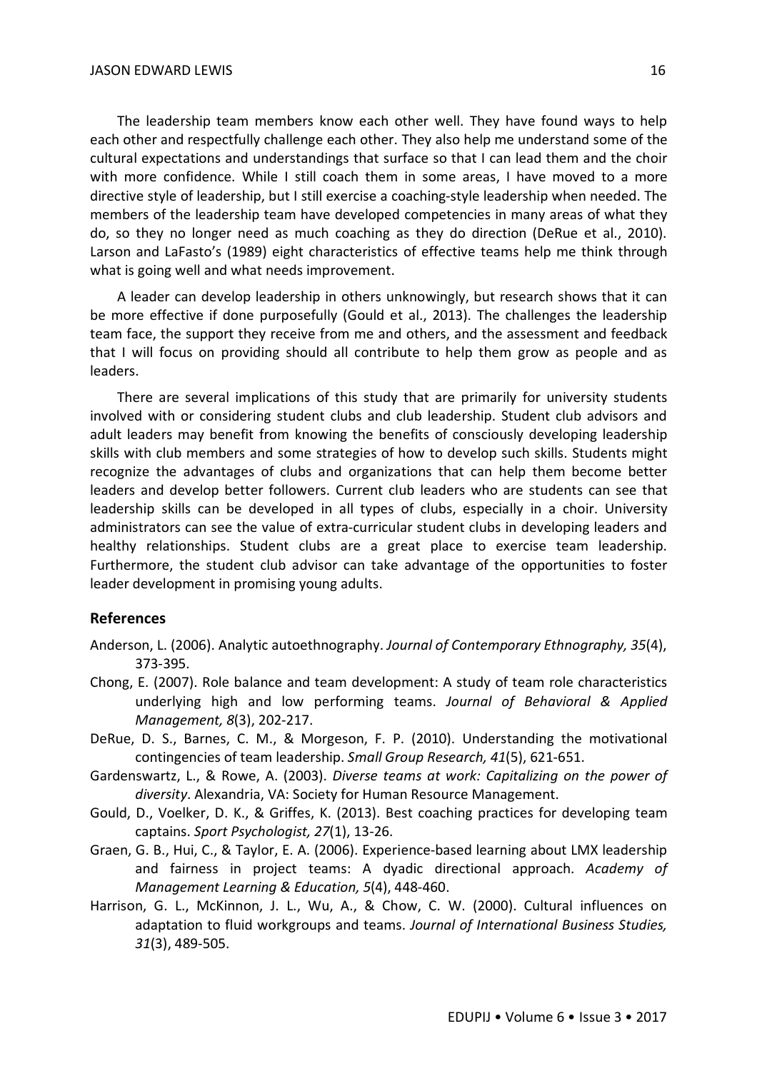The leadership team members know each other well. They have found ways to help each other and respectfully challenge each other. They also help me understand some of the cultural expectations and understandings that surface so that I can lead them and the choir with more confidence. While I still coach them in some areas, I have moved to a more directive style of leadership, but I still exercise a coaching-style leadership when needed. The members of the leadership team have developed competencies in many areas of what they do, so they no longer need as much coaching as they do direction (DeRue et al., 2010). Larson and LaFasto's (1989) eight characteristics of effective teams help me think through what is going well and what needs improvement.

A leader can develop leadership in others unknowingly, but research shows that it can be more effective if done purposefully (Gould et al., 2013). The challenges the leadership team face, the support they receive from me and others, and the assessment and feedback that I will focus on providing should all contribute to help them grow as people and as leaders.

There are several implications of this study that are primarily for university students involved with or considering student clubs and club leadership. Student club advisors and adult leaders may benefit from knowing the benefits of consciously developing leadership skills with club members and some strategies of how to develop such skills. Students might recognize the advantages of clubs and organizations that can help them become better leaders and develop better followers. Current club leaders who are students can see that leadership skills can be developed in all types of clubs, especially in a choir. University administrators can see the value of extra-curricular student clubs in developing leaders and healthy relationships. Student clubs are a great place to exercise team leadership. Furthermore, the student club advisor can take advantage of the opportunities to foster leader development in promising young adults.

## References

Anderson, L. (2006). Analytic autoethnography. *Journal of Contemporary Ethnography, 35*(4), 373-395.

Chong, E. (2007). Role balance and team development: A study of team role characteristics underlying high and low performing teams. *Journal of Behavioral & Applied Management, 8*(3), 202-217.

DeRue, D. S., Barnes, C. M., & Morgeson, F. P. (2010). Understanding the motivational contingencies of team leadership. *Small Group Research, 41*(5), 621-651.

Gardenswartz, L., & Rowe, A. (2003). *Diverse teams at work: Capitalizing on the power of diversity*. Alexandria, VA: Society for Human Resource Management.

Gould, D., Voelker, D. K., & Griffes, K. (2013). Best coaching practices for developing team captains. *Sport Psychologist, 27*(1), 13-26.

Graen, G. B., Hui, C., & Taylor, E. A. (2006). Experience-based learning about LMX leadership and fairness in project teams: A dyadic directional approach. *Academy of Management Learning & Education, 5*(4), 448-460.

Harrison, G. L., McKinnon, J. L., Wu, A., & Chow, C. W. (2000). Cultural influences on adaptation to fluid workgroups and teams. *Journal of International Business Studies, 31*(3), 489-505.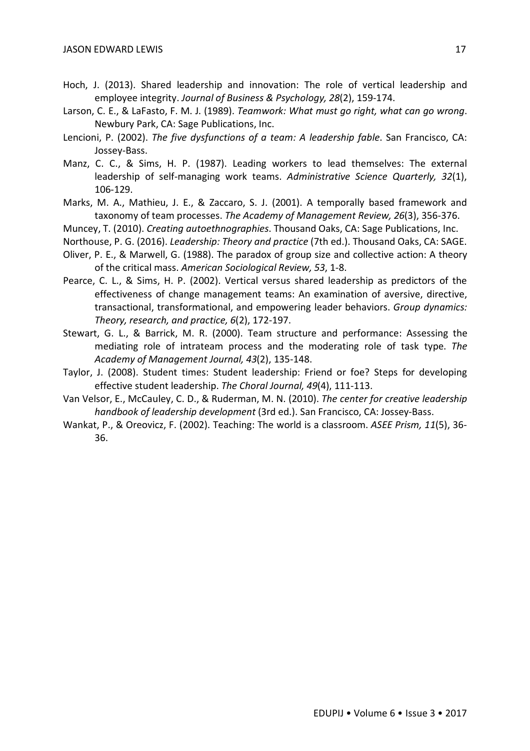Hoch, J. (2013). Shared leadership and innovation: The role of vertical leadership and employee integrity. *Journal of Business & Psychology, 28*(2), 159-174.

Larson, C. E., & LaFasto, F. M. J. (1989). *Teamwork: What must go right, what can go wrong*. Newbury Park, CA: Sage Publications, Inc.

Lencioni, P. (2002). *The five dysfunctions of a team: A leadership fable*. San Francisco, CA: Jossey-Bass.

Manz, C. C., & Sims, H. P. (1987). Leading workers to lead themselves: The external leadership of self-managing work teams. *Administrative Science Quarterly, 32*(1), 106-129.

Marks, M. A., Mathieu, J. E., & Zaccaro, S. J. (2001). A temporally based framework and taxonomy of team processes. *The Academy of Management Review, 26*(3), 356-376.

Muncey, T. (2010). *Creating autoethnographies*. Thousand Oaks, CA: Sage Publications, Inc.

Northouse, P. G. (2016). *Leadership: Theory and practice* (7th ed.). Thousand Oaks, CA: SAGE.

Oliver, P. E., & Marwell, G. (1988). The paradox of group size and collective action: A theory of the critical mass. *American Sociological Review, 53*, 1-8.

Pearce, C. L., & Sims, H. P. (2002). Vertical versus shared leadership as predictors of the effectiveness of change management teams: An examination of aversive, directive, transactional, transformational, and empowering leader behaviors. *Group dynamics: Theory, research, and practice, 6*(2), 172-197.

Stewart, G. L., & Barrick, M. R. (2000). Team structure and performance: Assessing the mediating role of intrateam process and the moderating role of task type. *The Academy of Management Journal, 43*(2), 135-148.

Taylor, J. (2008). Student times: Student leadership: Friend or foe? Steps for developing effective student leadership. *The Choral Journal, 49*(4), 111-113.

Van Velsor, E., McCauley, C. D., & Ruderman, M. N. (2010). *The center for creative leadership handbook of leadership development* (3rd ed.). San Francisco, CA: Jossey-Bass.

Wankat, P., & Oreovicz, F. (2002). Teaching: The world is a classroom. *ASEE Prism, 11*(5), 36-36.